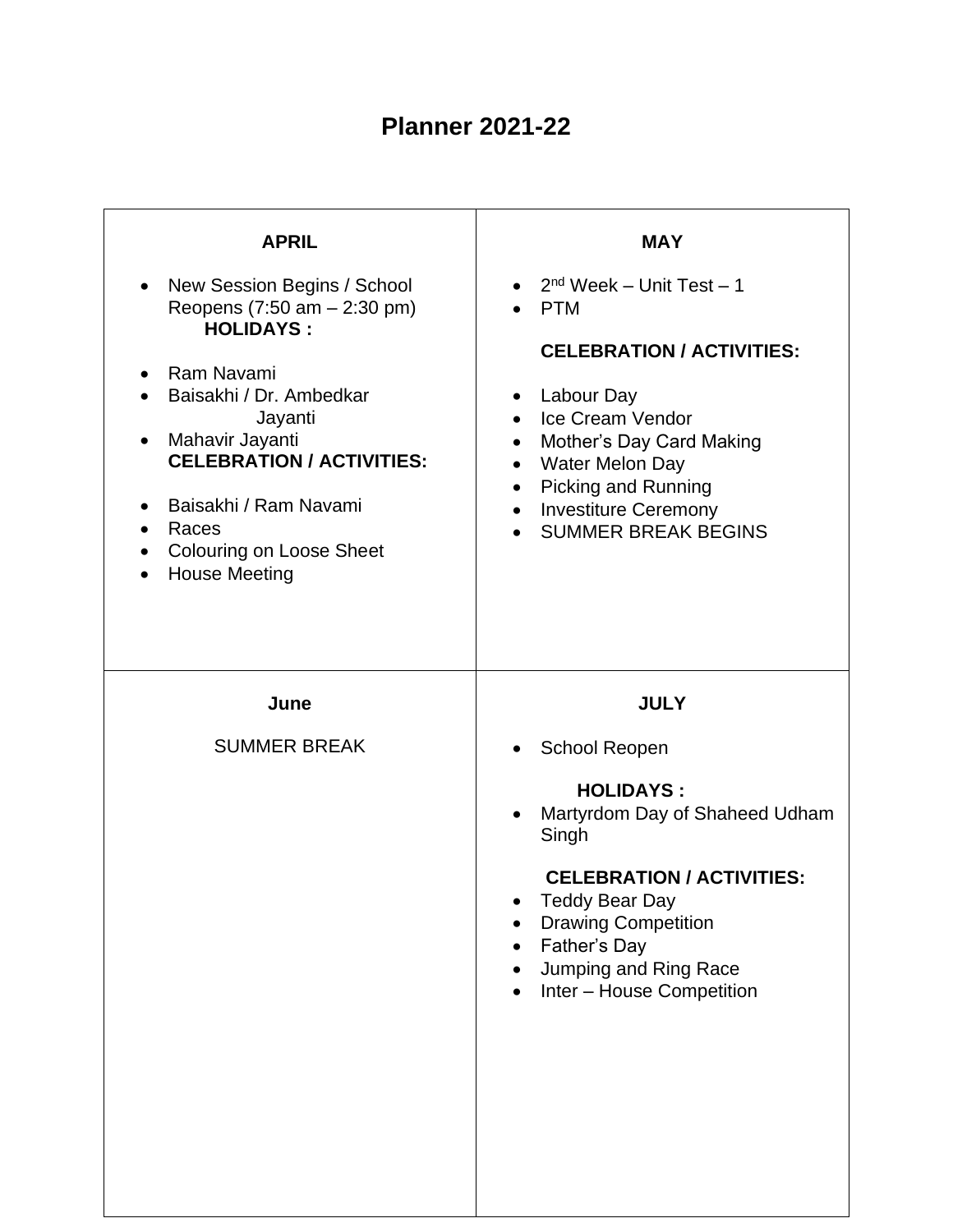# Planner 2021-22

### APRIL

- New Session Begins / School Reopens (7:50 am – 2:30 pm)

**HOLIDAYS :**

- Ram Navami
- Baisakhi / Dr. Ambedkar Jayanti
- Mahavir Jayanti

**CELEBRATION / ACTIVITIES:**

- Baisakhi / Ram Navami
- Races
- Colouring on Loose Sheet
- House Meeting

### MAY

- 2nd Week – Unit Test – 1
- PTM

**CELEBRATION / ACTIVITIES:**

- Labour Day
- Ice Cream Vendor
- Mother's Day Card Making
- Water Melon Day
- Picking and Running
- Investiture Ceremony
- SUMMER BREAK BEGINS

### June

SUMMER BREAK

### JULY

- School Reopen

**HOLIDAYS :**

- Martyrdom Day of Shaheed Udham Singh

**CELEBRATION / ACTIVITIES:**

- Teddy Bear Day
- Drawing Competition
- Father's Day
- Jumping and Ring Race
- Inter – House Competition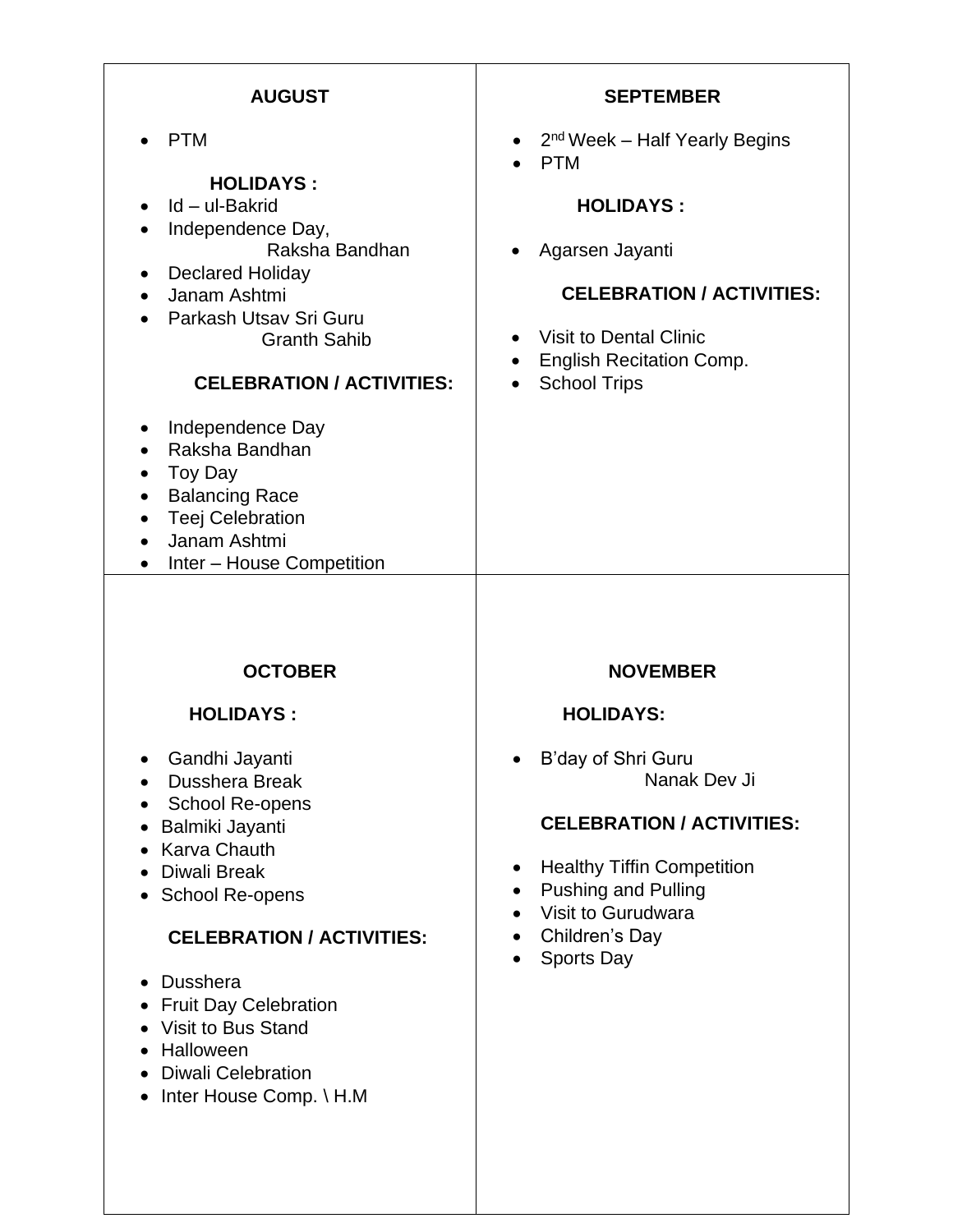## AUGUST

- PTM

**HOLIDAYS :**

- Id – ul-Bakrid
- Independence Day, Raksha Bandhan
- Declared Holiday
- Janam Ashtmi
- Parkash Utsav Sri Guru Granth Sahib

**CELEBRATION / ACTIVITIES:**

- Independence Day
- Raksha Bandhan
- Toy Day
- Balancing Race
- Teej Celebration
- Janam Ashtmi
- Inter – House Competition

## SEPTEMBER

- 2nd Week – Half Yearly Begins
- PTM

**HOLIDAYS :**

- Agarsen Jayanti

**CELEBRATION / ACTIVITIES:**

- Visit to Dental Clinic
- English Recitation Comp.
- School Trips

## OCTOBER

**HOLIDAYS :**

- Gandhi Jayanti
- Dusshera Break
- School Re-opens
- Balmiki Jayanti
- Karva Chauth
- Diwali Break
- School Re-opens

**CELEBRATION / ACTIVITIES:**

- Dusshera
- Fruit Day Celebration
- Visit to Bus Stand
- Halloween
- Diwali Celebration
- Inter House Comp. \ H.M

## NOVEMBER

**HOLIDAYS:**

- B'day of Shri Guru Nanak Dev Ji

**CELEBRATION / ACTIVITIES:**

- Healthy Tiffin Competition
- Pushing and Pulling
- Visit to Gurudwara
- Children's Day
- Sports Day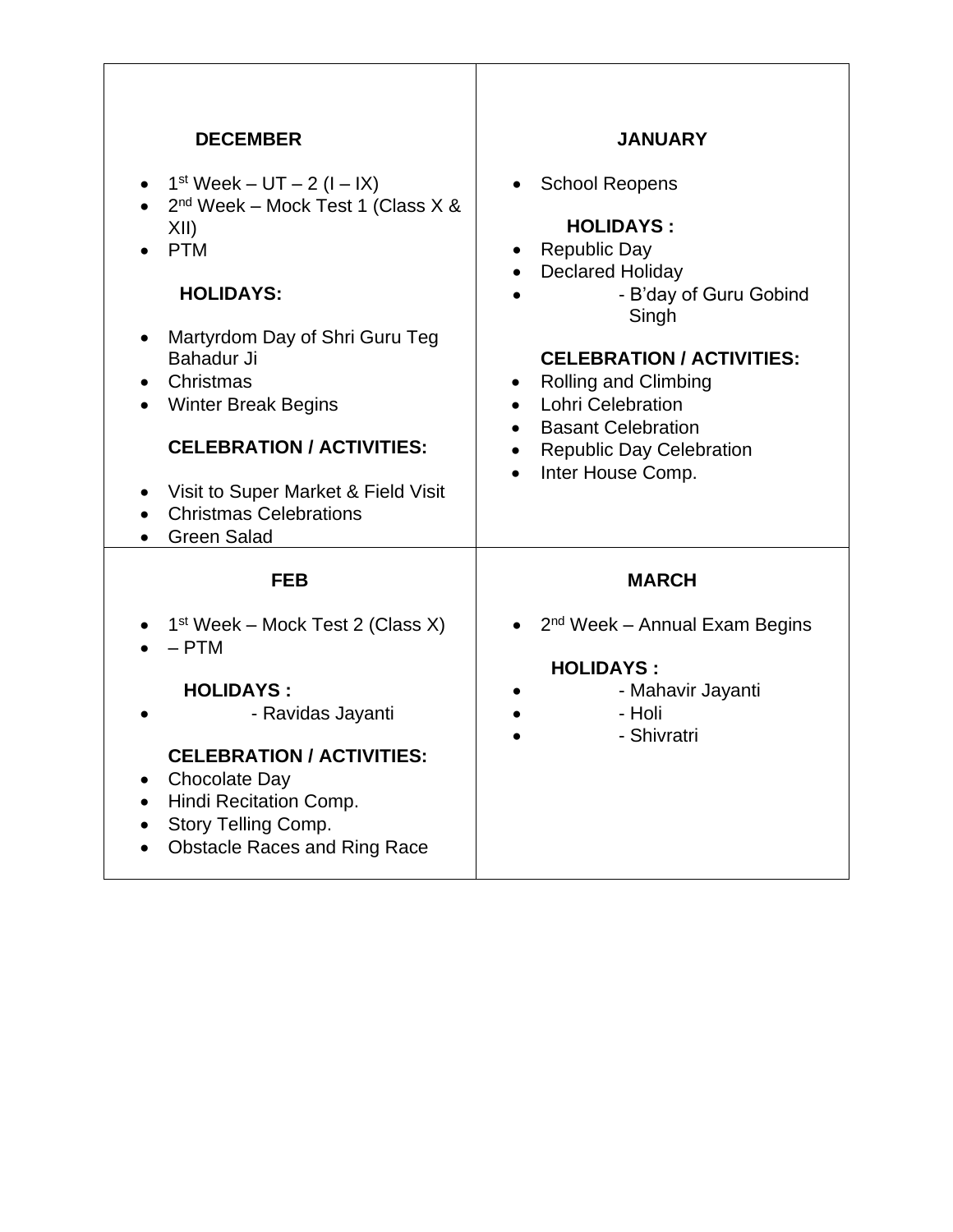| | |
|---|---|
| **DECEMBER**<br><br>• 1st Week – UT – 2 (I – IX)<br>• 2nd Week – Mock Test 1 (Class X & XII)<br>• PTM<br><br>**HOLIDAYS:**<br><br>• Martyrdom Day of Shri Guru Teg Bahadur Ji<br>• Christmas<br>• Winter Break Begins<br><br>**CELEBRATION / ACTIVITIES:**<br><br>• Visit to Super Market & Field Visit<br>• Christmas Celebrations<br>• Green Salad | **JANUARY**<br><br>• School Reopens<br><br>**HOLIDAYS :**<br>• Republic Day<br>• Declared Holiday<br>• - B'day of Guru Gobind Singh<br><br>**CELEBRATION / ACTIVITIES:**<br>• Rolling and Climbing<br>• Lohri Celebration<br>• Basant Celebration<br>• Republic Day Celebration<br>• Inter House Comp. |
| **FEB**<br><br>• 1st Week – Mock Test 2 (Class X)<br>• – PTM<br><br>**HOLIDAYS :**<br>• - Ravidas Jayanti<br><br>**CELEBRATION / ACTIVITIES:**<br>• Chocolate Day<br>• Hindi Recitation Comp.<br>• Story Telling Comp.<br>• Obstacle Races and Ring Race | **MARCH**<br><br>• 2nd Week – Annual Exam Begins<br><br>**HOLIDAYS :**<br>• - Mahavir Jayanti<br>• - Holi<br>• - Shivratri |